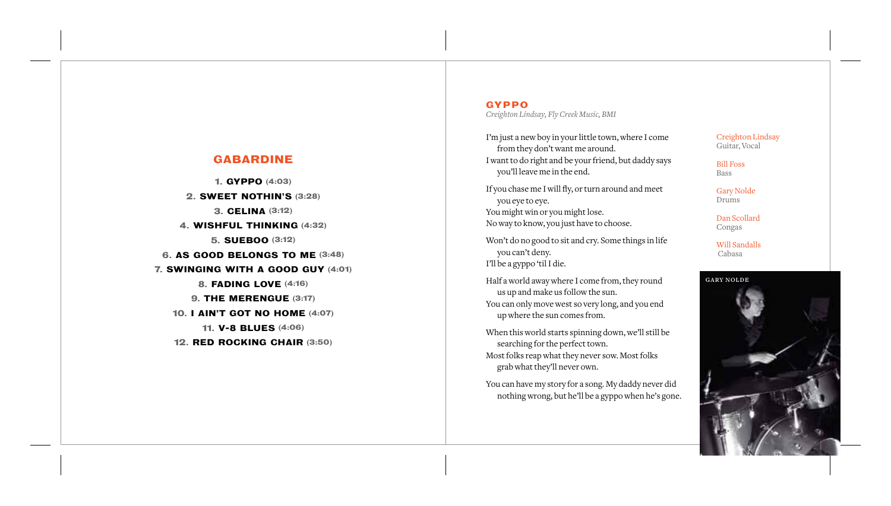## GABARDINE

1. **GYPPO** (4:03)
2. **SWEET NOTHIN'S** (3:28)
3. **CELINA** (3:12)
4. **WISHFUL THINKING** (4:32)
5. **SUEBOO** (3:12)
6. **AS GOOD BELONGS TO ME** (3:48)
7. **SWINGING WITH A GOOD GUY** (4:01)
8. **FADING LOVE** (4:16)
9. **THE MERENGUE** (3:17)
10. **I AIN'T GOT NO HOME** (4:07)
11. **V-8 BLUES** (4:06)
12. **RED ROCKING CHAIR** (3:50)

## GYPPO

*Creighton Lindsay, Fly Creek Music, BMI*

I'm just a new boy in your little town, where I come from they don't want me around.
I want to do right and be your friend, but daddy says you'll leave me in the end.

If you chase me I will fly, or turn around and meet you eye to eye.
You might win or you might lose.
No way to know, you just have to choose.

Won't do no good to sit and cry. Some things in life you can't deny.
I'll be a gyppo 'til I die.

Half a world away where I come from, they round us up and make us follow the sun.
You can only move west so very long, and you end up where the sun comes from.

When this world starts spinning down, we'll still be searching for the perfect town.
Most folks reap what they never sow. Most folks grab what they'll never own.

You can have my story for a song. My daddy never did nothing wrong, but he'll be a gyppo when he's gone.

Creighton Lindsay
Guitar, Vocal

Bill Foss
Bass

Gary Nolde
Drums

Dan Scollard
Congas

Will Sandalls
Cabasa

GARY NOLDE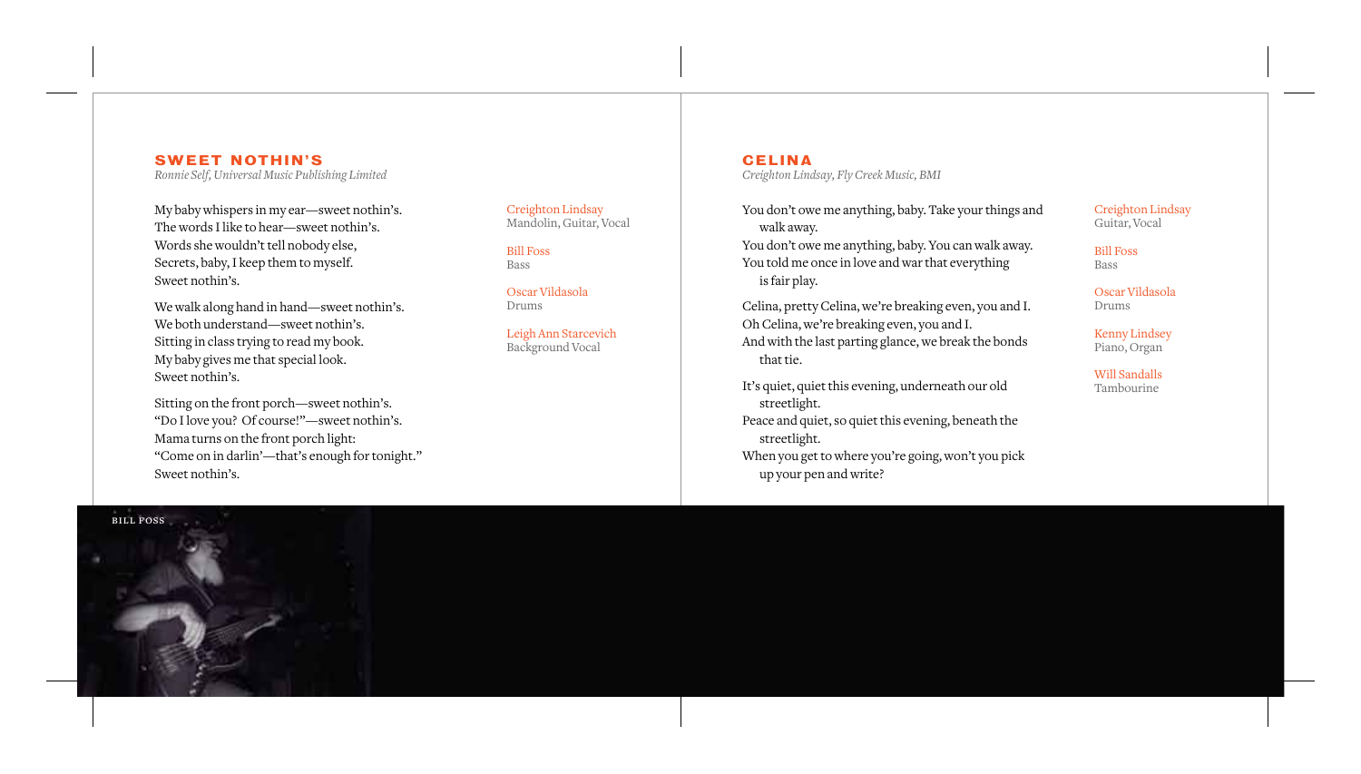## SWEET NOTHIN'S

*Ronnie Self, Universal Music Publishing Limited*

My baby whispers in my ear—sweet nothin's.
The words I like to hear—sweet nothin's.
Words she wouldn't tell nobody else,
Secrets, baby, I keep them to myself.
Sweet nothin's.

We walk along hand in hand—sweet nothin's.
We both understand—sweet nothin's.
Sitting in class trying to read my book.
My baby gives me that special look.
Sweet nothin's.

Sitting on the front porch—sweet nothin's.
"Do I love you? Of course!"—sweet nothin's.
Mama turns on the front porch light:
"Come on in darlin'—that's enough for tonight."
Sweet nothin's.

Creighton Lindsay
Mandolin, Guitar, Vocal

Bill Foss
Bass

Oscar Vildasola
Drums

Leigh Ann Starcevich
Background Vocal

BILL FOSS

## CELINA

*Creighton Lindsay, Fly Creek Music, BMI*

You don't owe me anything, baby. Take your things and walk away.
You don't owe me anything, baby. You can walk away.
You told me once in love and war that everything is fair play.

Celina, pretty Celina, we're breaking even, you and I.
Oh Celina, we're breaking even, you and I.
And with the last parting glance, we break the bonds that tie.

It's quiet, quiet this evening, underneath our old streetlight.
Peace and quiet, so quiet this evening, beneath the streetlight.
When you get to where you're going, won't you pick up your pen and write?

Creighton Lindsay
Guitar, Vocal

Bill Foss
Bass

Oscar Vildasola
Drums

Kenny Lindsey
Piano, Organ

Will Sandalls
Tambourine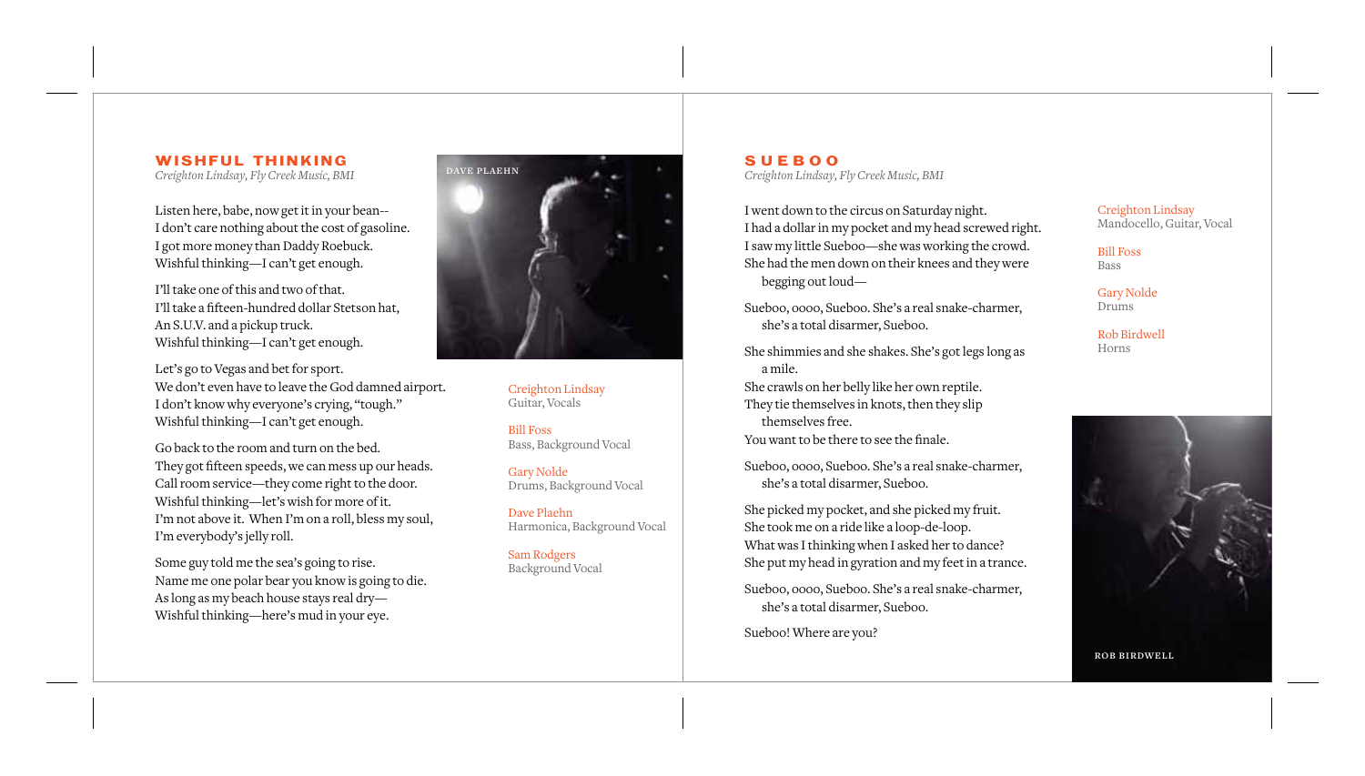## WISHFUL THINKING

*Creighton Lindsay, Fly Creek Music, BMI*

Listen here, babe, now get it in your bean--
I don't care nothing about the cost of gasoline.
I got more money than Daddy Roebuck.
Wishful thinking—I can't get enough.

I'll take one of this and two of that.
I'll take a fifteen-hundred dollar Stetson hat,
An S.U.V. and a pickup truck.
Wishful thinking—I can't get enough.

Let's go to Vegas and bet for sport.
We don't even have to leave the God damned airport.
I don't know why everyone's crying, "tough."
Wishful thinking—I can't get enough.

Go back to the room and turn on the bed.
They got fifteen speeds, we can mess up our heads.
Call room service—they come right to the door.
Wishful thinking—let's wish for more of it.
I'm not above it. When I'm on a roll, bless my soul,
I'm everybody's jelly roll.

Some guy told me the sea's going to rise.
Name me one polar bear you know is going to die.
As long as my beach house stays real dry—
Wishful thinking—here's mud in your eye.

DAVE PLAEHN

Creighton Lindsay
Guitar, Vocals

Bill Foss
Bass, Background Vocal

Gary Nolde
Drums, Background Vocal

Dave Plaehn
Harmonica, Background Vocal

Sam Rodgers
Background Vocal

## SUEBOO

*Creighton Lindsay, Fly Creek Music, BMI*

I went down to the circus on Saturday night.
I had a dollar in my pocket and my head screwed right.
I saw my little Sueboo—she was working the crowd.
She had the men down on their knees and they were
begging out loud—

Sueboo, oooo, Sueboo. She's a real snake-charmer,
she's a total disarmer, Sueboo.

She shimmies and she shakes. She's got legs long as
a mile.
She crawls on her belly like her own reptile.
They tie themselves in knots, then they slip
themselves free.
You want to be there to see the finale.

Sueboo, oooo, Sueboo. She's a real snake-charmer,
she's a total disarmer, Sueboo.

She picked my pocket, and she picked my fruit.
She took me on a ride like a loop-de-loop.
What was I thinking when I asked her to dance?
She put my head in gyration and my feet in a trance.

Sueboo, oooo, Sueboo. She's a real snake-charmer,
she's a total disarmer, Sueboo.

Sueboo! Where are you?

Creighton Lindsay
Mandocello, Guitar, Vocal

Bill Foss
Bass

Gary Nolde
Drums

Rob Birdwell
Horns

ROB BIRDWELL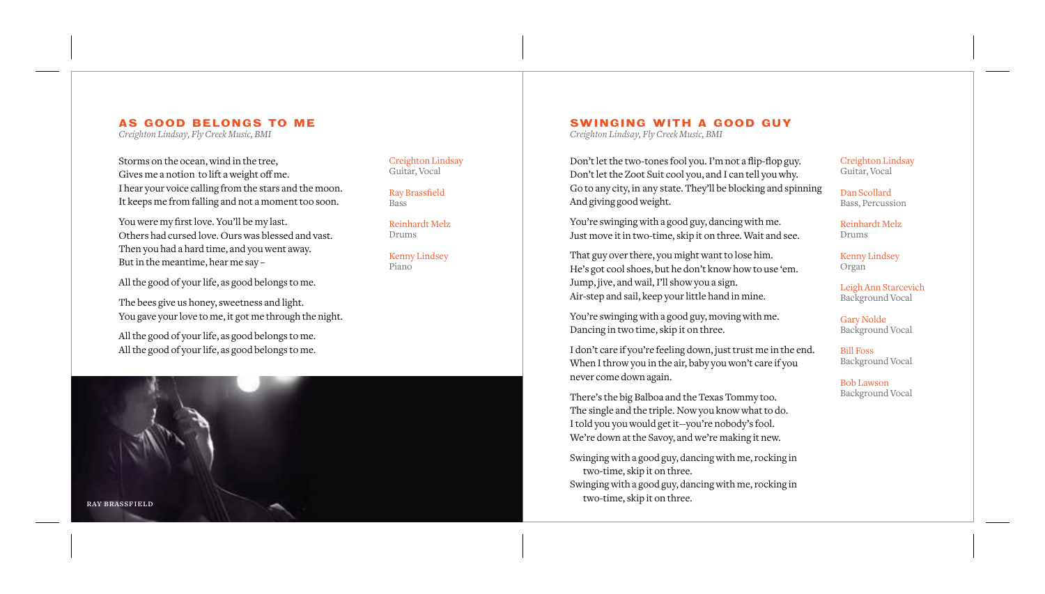## AS GOOD BELONGS TO ME

*Creighton Lindsay, Fly Creek Music, BMI*

Storms on the ocean, wind in the tree,
Gives me a notion to lift a weight off me.
I hear your voice calling from the stars and the moon.
It keeps me from falling and not a moment too soon.

You were my first love. You'll be my last.
Others had cursed love. Ours was blessed and vast.
Then you had a hard time, and you went away.
But in the meantime, hear me say –

All the good of your life, as good belongs to me.

The bees give us honey, sweetness and light.
You gave your love to me, it got me through the night.

All the good of your life, as good belongs to me.
All the good of your life, as good belongs to me.

Creighton Lindsay
Guitar, Vocal

Ray Brassfield
Bass

Reinhardt Melz
Drums

Kenny Lindsey
Piano

RAY BRASSFIELD

## SWINGING WITH A GOOD GUY

*Creighton Lindsay, Fly Creek Music, BMI*

Don't let the two-tones fool you. I'm not a flip-flop guy.
Don't let the Zoot Suit cool you, and I can tell you why.
Go to any city, in any state. They'll be blocking and spinning
And giving good weight.

You're swinging with a good guy, dancing with me.
Just move it in two-time, skip it on three. Wait and see.

That guy over there, you might want to lose him.
He's got cool shoes, but he don't know how to use 'em.
Jump, jive, and wail, I'll show you a sign.
Air-step and sail, keep your little hand in mine.

You're swinging with a good guy, moving with me.
Dancing in two time, skip it on three.

I don't care if you're feeling down, just trust me in the end.
When I throw you in the air, baby you won't care if you
never come down again.

There's the big Balboa and the Texas Tommy too.
The single and the triple. Now you know what to do.
I told you you would get it--you're nobody's fool.
We're down at the Savoy, and we're making it new.

Swinging with a good guy, dancing with me, rocking in
two-time, skip it on three.
Swinging with a good guy, dancing with me, rocking in
two-time, skip it on three.

Creighton Lindsay
Guitar, Vocal

Dan Scollard
Bass, Percussion

Reinhardt Melz
Drums

Kenny Lindsey
Organ

Leigh Ann Starcevich
Background Vocal

Gary Nolde
Background Vocal

Bill Foss
Background Vocal

Bob Lawson
Background Vocal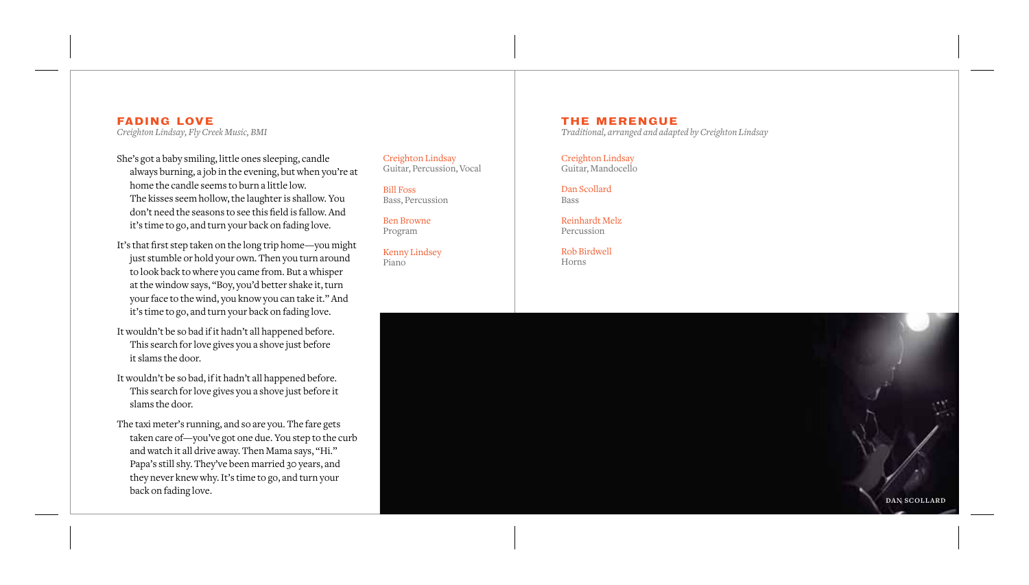## FADING LOVE

*Creighton Lindsay, Fly Creek Music, BMI*

She's got a baby smiling, little ones sleeping, candle always burning, a job in the evening, but when you're at home the candle seems to burn a little low.
The kisses seem hollow, the laughter is shallow. You don't need the seasons to see this field is fallow. And it's time to go, and turn your back on fading love.

It's that first step taken on the long trip home—you might just stumble or hold your own. Then you turn around to look back to where you came from. But a whisper at the window says, "Boy, you'd better shake it, turn your face to the wind, you know you can take it." And it's time to go, and turn your back on fading love.

It wouldn't be so bad if it hadn't all happened before. This search for love gives you a shove just before it slams the door.

It wouldn't be so bad, if it hadn't all happened before. This search for love gives you a shove just before it slams the door.

The taxi meter's running, and so are you. The fare gets taken care of—you've got one due. You step to the curb and watch it all drive away. Then Mama says, "Hi." Papa's still shy. They've been married 30 years, and they never knew why. It's time to go, and turn your back on fading love.

Creighton Lindsay
Guitar, Percussion, Vocal

Bill Foss
Bass, Percussion

Ben Browne
Program

Kenny Lindsey
Piano

## THE MERENGUE

*Traditional, arranged and adapted by Creighton Lindsay*

Creighton Lindsay
Guitar, Mandocello

Dan Scollard
Bass

Reinhardt Melz
Percussion

Rob Birdwell
Horns

DAN SCOLLARD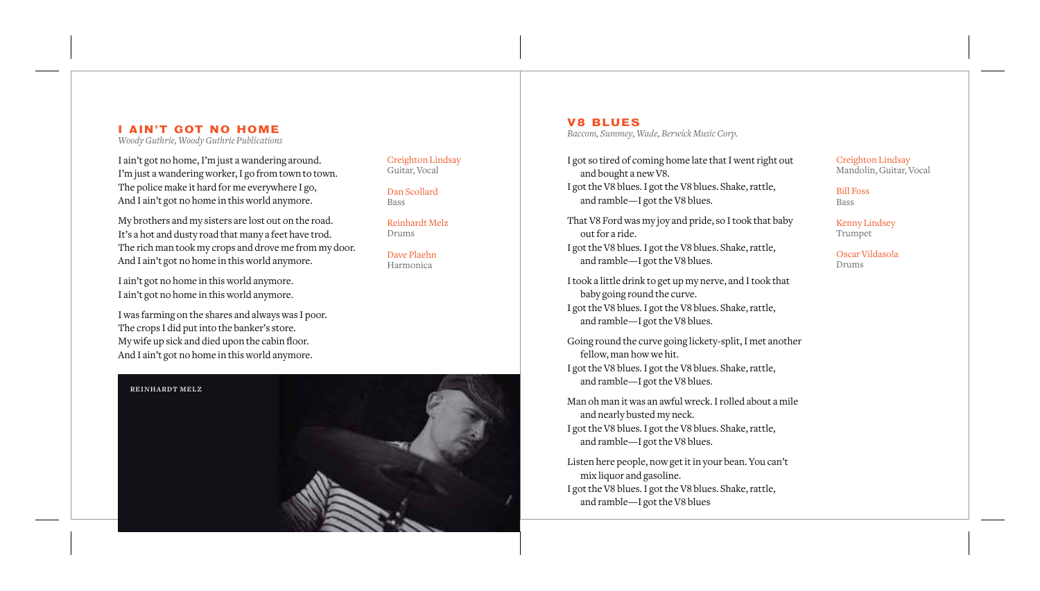## I AIN'T GOT NO HOME

*Woody Guthrie, Woody Guthrie Publications*

I ain't got no home, I'm just a wandering around.
I'm just a wandering worker, I go from town to town.
The police make it hard for me everywhere I go,
And I ain't got no home in this world anymore.

My brothers and my sisters are lost out on the road.
It's a hot and dusty road that many a feet have trod.
The rich man took my crops and drove me from my door.
And I ain't got no home in this world anymore.

I ain't got no home in this world anymore.
I ain't got no home in this world anymore.

I was farming on the shares and always was I poor.
The crops I did put into the banker's store.
My wife up sick and died upon the cabin floor.
And I ain't got no home in this world anymore.

Creighton Lindsay
Guitar, Vocal

Dan Scollard
Bass

Reinhardt Melz
Drums

Dave Plaehn
Harmonica

REINHARDT MELZ

## V8 BLUES

*Baccom, Summey, Wade, Berwick Music Corp.*

I got so tired of coming home late that I went right out
and bought a new V8.
I got the V8 blues. I got the V8 blues. Shake, rattle,
and ramble—I got the V8 blues.

That V8 Ford was my joy and pride, so I took that baby
out for a ride.
I got the V8 blues. I got the V8 blues. Shake, rattle,
and ramble—I got the V8 blues.

I took a little drink to get up my nerve, and I took that
baby going round the curve.
I got the V8 blues. I got the V8 blues. Shake, rattle,
and ramble—I got the V8 blues.

Going round the curve going lickety-split, I met another
fellow, man how we hit.
I got the V8 blues. I got the V8 blues. Shake, rattle,
and ramble—I got the V8 blues.

Man oh man it was an awful wreck. I rolled about a mile
and nearly busted my neck.
I got the V8 blues. I got the V8 blues. Shake, rattle,
and ramble—I got the V8 blues.

Listen here people, now get it in your bean. You can't
mix liquor and gasoline.
I got the V8 blues. I got the V8 blues. Shake, rattle,
and ramble—I got the V8 blues

Creighton Lindsay
Mandolin, Guitar, Vocal

Bill Foss
Bass

Kenny Lindsey
Trumpet

Oscar Vildasola
Drums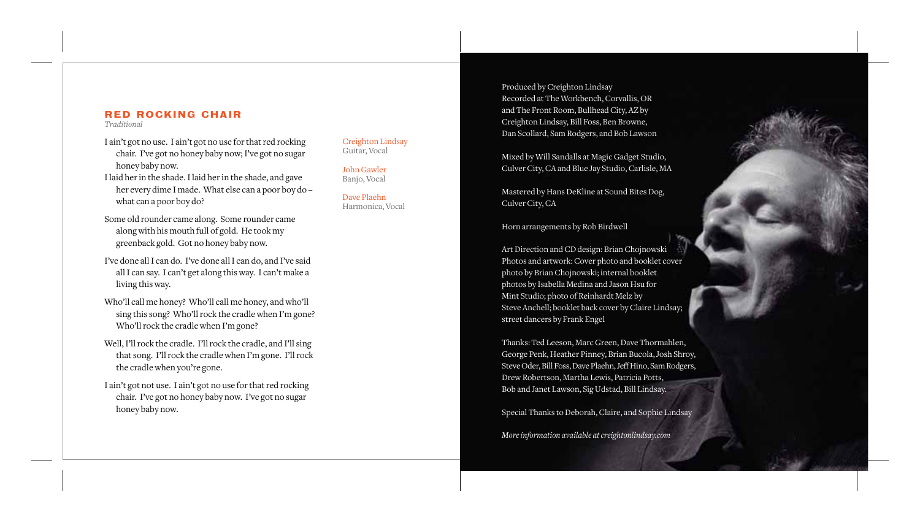## RED ROCKING CHAIR

*Traditional*

I ain't got no use. I ain't got no use for that red rocking chair. I've got no honey baby now; I've got no sugar honey baby now.

I laid her in the shade. I laid her in the shade, and gave her every dime I made. What else can a poor boy do – what can a poor boy do?

Some old rounder came along. Some rounder came along with his mouth full of gold. He took my greenback gold. Got no honey baby now.

I've done all I can do. I've done all I can do, and I've said all I can say. I can't get along this way. I can't make a living this way.

Who'll call me honey? Who'll call me honey, and who'll sing this song? Who'll rock the cradle when I'm gone? Who'll rock the cradle when I'm gone?

Well, I'll rock the cradle. I'll rock the cradle, and I'll sing that song. I'll rock the cradle when I'm gone. I'll rock the cradle when you're gone.

I ain't got not use. I ain't got no use for that red rocking chair. I've got no honey baby now. I've got no sugar honey baby now.

Creighton Lindsay
Guitar, Vocal

John Gawler
Banjo, Vocal

Dave Plaehn
Harmonica, Vocal

Produced by Creighton Lindsay
Recorded at The Workbench, Corvallis, OR and The Front Room, Bullhead City, AZ by Creighton Lindsay, Bill Foss, Ben Browne, Dan Scollard, Sam Rodgers, and Bob Lawson

Mixed by Will Sandalls at Magic Gadget Studio, Culver City, CA and Blue Jay Studio, Carlisle, MA

Mastered by Hans DeKline at Sound Bites Dog, Culver City, CA

Horn arrangements by Rob Birdwell

Art Direction and CD design: Brian Chojnowski
Photos and artwork: Cover photo and booklet cover photo by Brian Chojnowski; internal booklet photos by Isabella Medina and Jason Hsu for Mint Studio; photo of Reinhardt Melz by Steve Anchell; booklet back cover by Claire Lindsay; street dancers by Frank Engel

Thanks: Ted Leeson, Marc Green, Dave Thormahlen, George Penk, Heather Pinney, Brian Bucola, Josh Shroy, Steve Oder, Bill Foss, Dave Plaehn, Jeff Hino, Sam Rodgers, Drew Robertson, Martha Lewis, Patricia Potts, Bob and Janet Lawson, Sig Udstad, Bill Lindsay.

Special Thanks to Deborah, Claire, and Sophie Lindsay

*More information available at creightonlindsay.com*